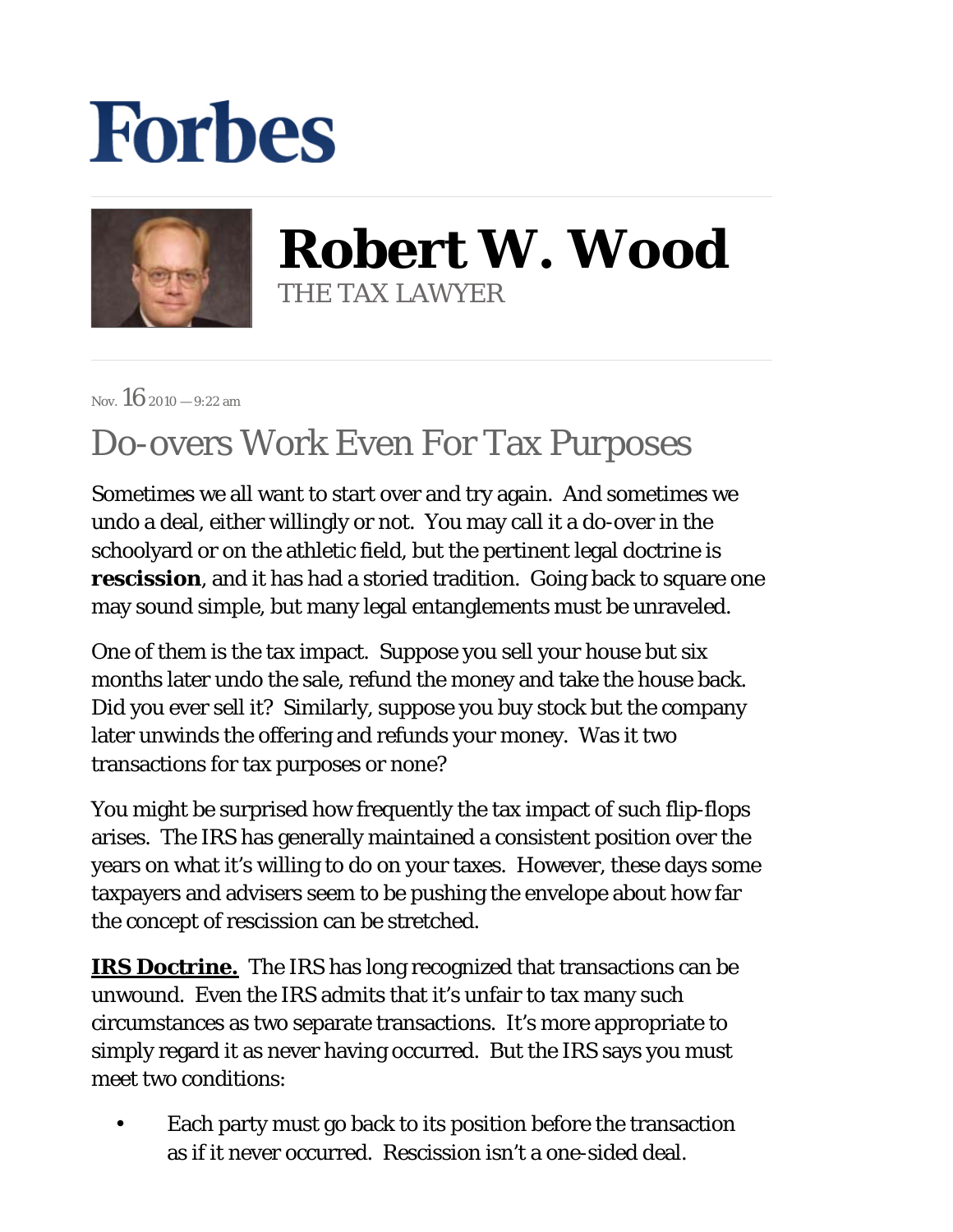# Forbes

# Robert W. Wood

THE TAX LAWYER

Nov. 16 2010 — 9:22 am

## Do-overs Work Even For Tax Purposes

Sometimes we all want to start over and try again. And sometimes we undo a deal, either willingly or not. You may call it a do-over in the schoolyard or on the athletic field, but the pertinent legal doctrine is **rescission**, and it has had a storied tradition. Going back to square one may sound simple, but many legal entanglements must be unraveled.

One of them is the tax impact. Suppose you sell your house but six months later undo the sale, refund the money and take the house back. Did you ever sell it? Similarly, suppose you buy stock but the company later unwinds the offering and refunds your money. Was it two transactions for tax purposes or none?

You might be surprised how frequently the tax impact of such flip-flops arises. The IRS has generally maintained a consistent position over the years on what it's willing to do on your taxes. However, these days some taxpayers and advisers seem to be pushing the envelope about how far the concept of rescission can be stretched.

**IRS Doctrine.** The IRS has long recognized that transactions can be unwound. Even the IRS admits that it's unfair to tax many such circumstances as two separate transactions. It's more appropriate to simply regard it as never having occurred. But the IRS says you must meet two conditions:

- Each party must go back to its position before the transaction as if it never occurred. Rescission isn't a one-sided deal.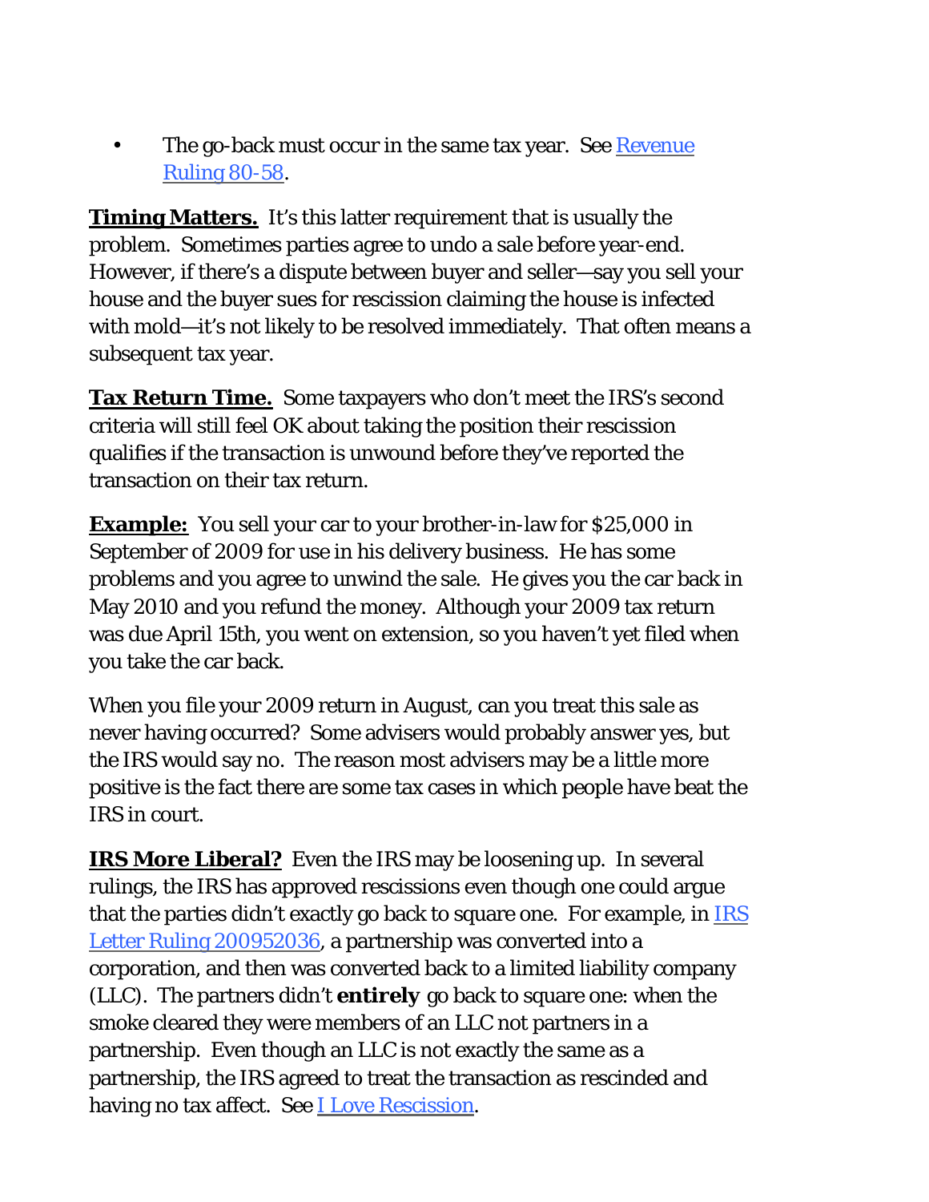- The go-back must occur in the same tax year. See [Revenue Ruling 80-58](#).

**Timing Matters.** It's this latter requirement that is usually the problem. Sometimes parties agree to undo a sale before year-end. However, if there's a dispute between buyer and seller—say you sell your house and the buyer sues for rescission claiming the house is infected with mold—it's not likely to be resolved immediately. That often means a subsequent tax year.

**Tax Return Time.** Some taxpayers who don't meet the IRS's second criteria will still feel OK about taking the position their rescission qualifies if the transaction is unwound before they've reported the transaction on their tax return.

**Example:** You sell your car to your brother-in-law for $25,000 in September of 2009 for use in his delivery business. He has some problems and you agree to unwind the sale. He gives you the car back in May 2010 and you refund the money. Although your 2009 tax return was due April 15th, you went on extension, so you haven't yet filed when you take the car back.

When you file your 2009 return in August, can you treat this sale as never having occurred? Some advisers would probably answer yes, but the IRS would say no. The reason most advisers may be a little more positive is the fact there are some tax cases in which people have beat the IRS in court.

**IRS More Liberal?** Even the IRS may be loosening up. In several rulings, the IRS has approved rescissions even though one could argue that the parties didn't exactly go back to square one. For example, in [IRS Letter Ruling 200952036](#), a partnership was converted into a corporation, and then was converted back to a limited liability company (LLC). The partners didn't **entirely** go back to square one: when the smoke cleared they were members of an LLC not partners in a partnership. Even though an LLC is not exactly the same as a partnership, the IRS agreed to treat the transaction as rescinded and having no tax affect. See [I Love Rescission](#).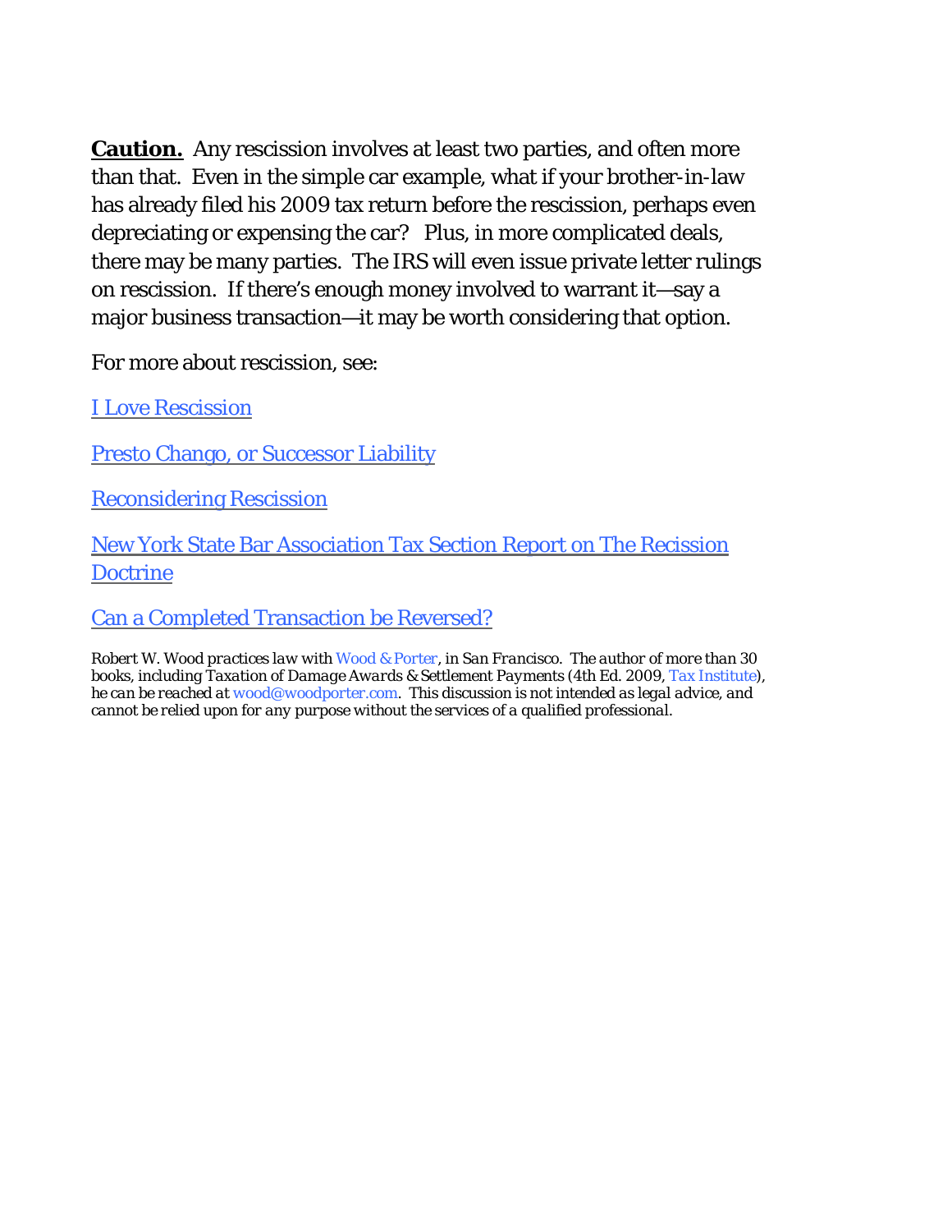**Caution.** Any rescission involves at least two parties, and often more than that. Even in the simple car example, what if your brother-in-law has already filed his 2009 tax return before the rescission, perhaps even depreciating or expensing the car? Plus, in more complicated deals, there may be many parties. The IRS will even issue private letter rulings on rescission. If there's enough money involved to warrant it—say a major business transaction—it may be worth considering that option.

For more about rescission, see:

I Love Rescission

Presto Chango, or Successor Liability

Reconsidering Rescission

New York State Bar Association Tax Section Report on The Recission Doctrine

Can a Completed Transaction be Reversed?

*Robert W. Wood practices law with Wood & Porter, in San Francisco. The author of more than 30 books, including Taxation of Damage Awards & Settlement Payments (4th Ed. 2009, Tax Institute), he can be reached at wood@woodporter.com. This discussion is not intended as legal advice, and cannot be relied upon for any purpose without the services of a qualified professional.*